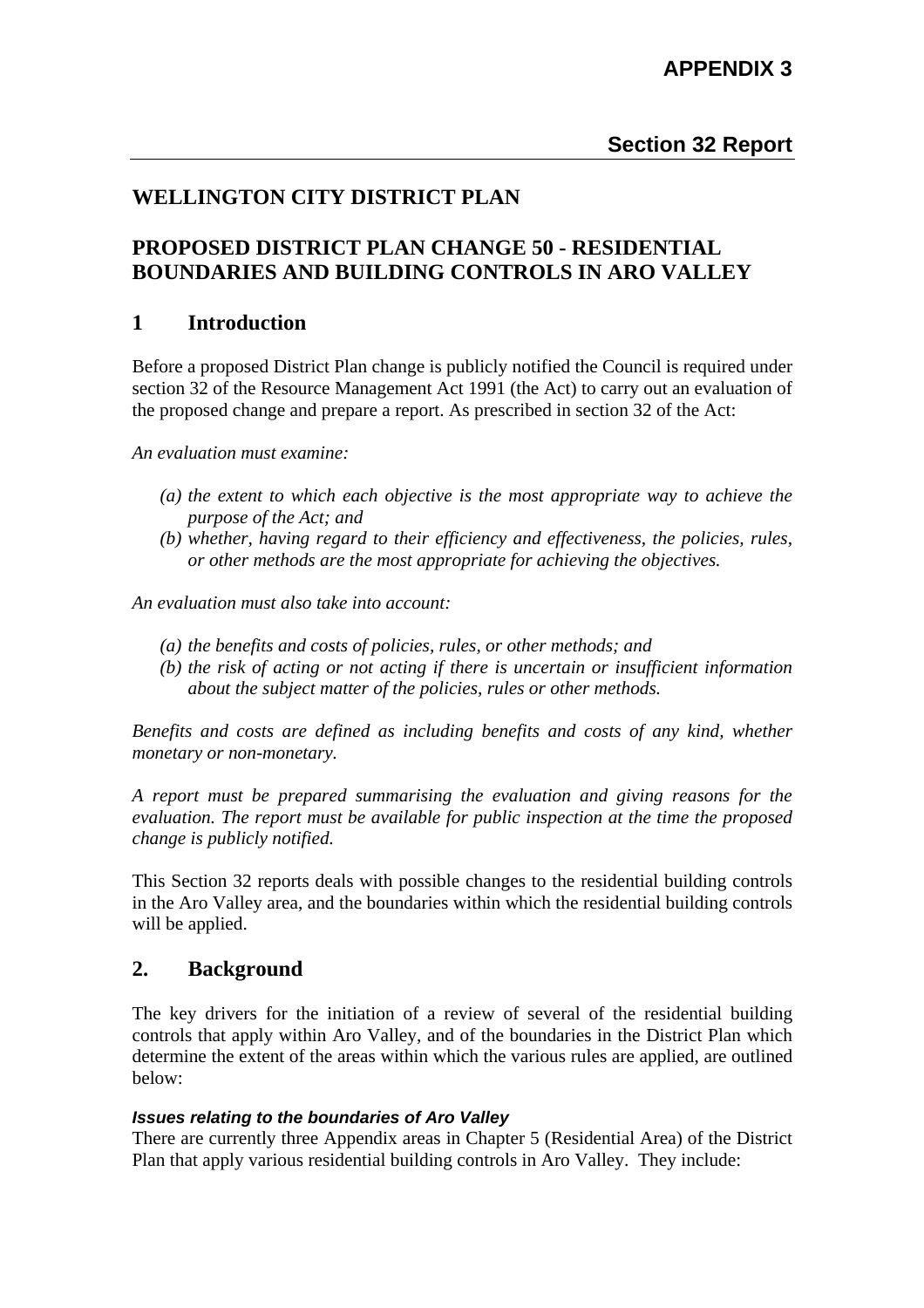# APPENDIX 3

## Section 32 Report

## WELLINGTON CITY DISTRICT PLAN

## PROPOSED DISTRICT PLAN CHANGE 50 - RESIDENTIAL BOUNDARIES AND BUILDING CONTROLS IN ARO VALLEY

## 1 Introduction

Before a proposed District Plan change is publicly notified the Council is required under section 32 of the Resource Management Act 1991 (the Act) to carry out an evaluation of the proposed change and prepare a report. As prescribed in section 32 of the Act:

*An evaluation must examine:*

- *(a) the extent to which each objective is the most appropriate way to achieve the purpose of the Act; and*
- *(b) whether, having regard to their efficiency and effectiveness, the policies, rules, or other methods are the most appropriate for achieving the objectives.*

*An evaluation must also take into account:*

- *(a) the benefits and costs of policies, rules, or other methods; and*
- *(b) the risk of acting or not acting if there is uncertain or insufficient information about the subject matter of the policies, rules or other methods.*

*Benefits and costs are defined as including benefits and costs of any kind, whether monetary or non-monetary.*

*A report must be prepared summarising the evaluation and giving reasons for the evaluation. The report must be available for public inspection at the time the proposed change is publicly notified.*

This Section 32 reports deals with possible changes to the residential building controls in the Aro Valley area, and the boundaries within which the residential building controls will be applied.

## 2. Background

The key drivers for the initiation of a review of several of the residential building controls that apply within Aro Valley, and of the boundaries in the District Plan which determine the extent of the areas within which the various rules are applied, are outlined below:

***Issues relating to the boundaries of Aro Valley***

There are currently three Appendix areas in Chapter 5 (Residential Area) of the District Plan that apply various residential building controls in Aro Valley. They include: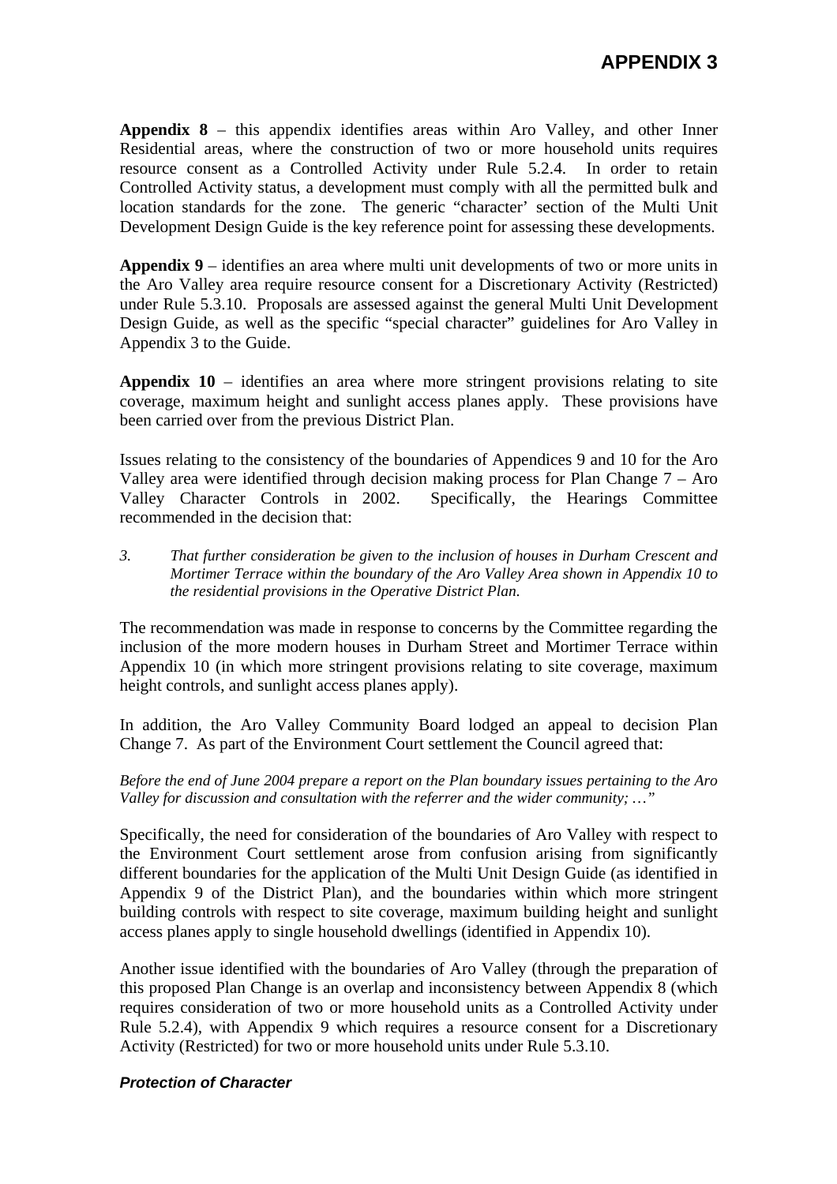**Appendix 8** – this appendix identifies areas within Aro Valley, and other Inner Residential areas, where the construction of two or more household units requires resource consent as a Controlled Activity under Rule 5.2.4. In order to retain Controlled Activity status, a development must comply with all the permitted bulk and location standards for the zone. The generic "character' section of the Multi Unit Development Design Guide is the key reference point for assessing these developments.

**Appendix 9** – identifies an area where multi unit developments of two or more units in the Aro Valley area require resource consent for a Discretionary Activity (Restricted) under Rule 5.3.10. Proposals are assessed against the general Multi Unit Development Design Guide, as well as the specific "special character" guidelines for Aro Valley in Appendix 3 to the Guide.

**Appendix 10** – identifies an area where more stringent provisions relating to site coverage, maximum height and sunlight access planes apply. These provisions have been carried over from the previous District Plan.

Issues relating to the consistency of the boundaries of Appendices 9 and 10 for the Aro Valley area were identified through decision making process for Plan Change 7 – Aro Valley Character Controls in 2002. Specifically, the Hearings Committee recommended in the decision that:

*3. That further consideration be given to the inclusion of houses in Durham Crescent and Mortimer Terrace within the boundary of the Aro Valley Area shown in Appendix 10 to the residential provisions in the Operative District Plan.*

The recommendation was made in response to concerns by the Committee regarding the inclusion of the more modern houses in Durham Street and Mortimer Terrace within Appendix 10 (in which more stringent provisions relating to site coverage, maximum height controls, and sunlight access planes apply).

In addition, the Aro Valley Community Board lodged an appeal to decision Plan Change 7. As part of the Environment Court settlement the Council agreed that:

*Before the end of June 2004 prepare a report on the Plan boundary issues pertaining to the Aro Valley for discussion and consultation with the referrer and the wider community; …"*

Specifically, the need for consideration of the boundaries of Aro Valley with respect to the Environment Court settlement arose from confusion arising from significantly different boundaries for the application of the Multi Unit Design Guide (as identified in Appendix 9 of the District Plan), and the boundaries within which more stringent building controls with respect to site coverage, maximum building height and sunlight access planes apply to single household dwellings (identified in Appendix 10).

Another issue identified with the boundaries of Aro Valley (through the preparation of this proposed Plan Change is an overlap and inconsistency between Appendix 8 (which requires consideration of two or more household units as a Controlled Activity under Rule 5.2.4), with Appendix 9 which requires a resource consent for a Discretionary Activity (Restricted) for two or more household units under Rule 5.3.10.

***Protection of Character***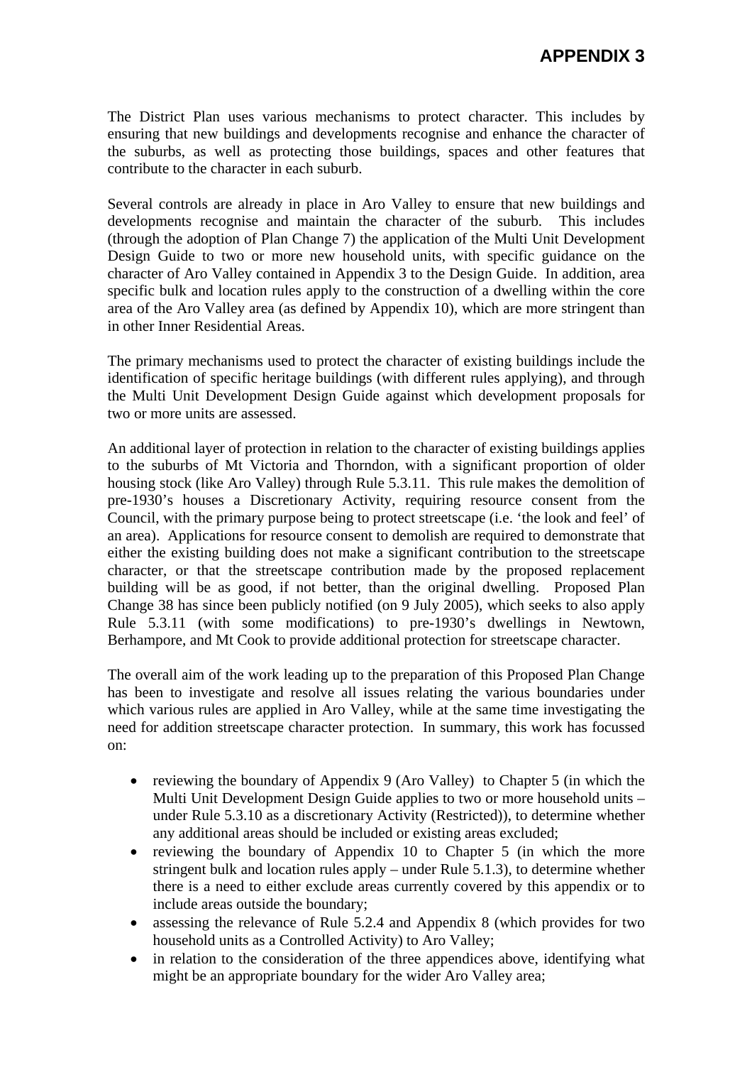The District Plan uses various mechanisms to protect character. This includes by ensuring that new buildings and developments recognise and enhance the character of the suburbs, as well as protecting those buildings, spaces and other features that contribute to the character in each suburb.

Several controls are already in place in Aro Valley to ensure that new buildings and developments recognise and maintain the character of the suburb. This includes (through the adoption of Plan Change 7) the application of the Multi Unit Development Design Guide to two or more new household units, with specific guidance on the character of Aro Valley contained in Appendix 3 to the Design Guide. In addition, area specific bulk and location rules apply to the construction of a dwelling within the core area of the Aro Valley area (as defined by Appendix 10), which are more stringent than in other Inner Residential Areas.

The primary mechanisms used to protect the character of existing buildings include the identification of specific heritage buildings (with different rules applying), and through the Multi Unit Development Design Guide against which development proposals for two or more units are assessed.

An additional layer of protection in relation to the character of existing buildings applies to the suburbs of Mt Victoria and Thorndon, with a significant proportion of older housing stock (like Aro Valley) through Rule 5.3.11. This rule makes the demolition of pre-1930's houses a Discretionary Activity, requiring resource consent from the Council, with the primary purpose being to protect streetscape (i.e. 'the look and feel' of an area). Applications for resource consent to demolish are required to demonstrate that either the existing building does not make a significant contribution to the streetscape character, or that the streetscape contribution made by the proposed replacement building will be as good, if not better, than the original dwelling. Proposed Plan Change 38 has since been publicly notified (on 9 July 2005), which seeks to also apply Rule 5.3.11 (with some modifications) to pre-1930's dwellings in Newtown, Berhampore, and Mt Cook to provide additional protection for streetscape character.

The overall aim of the work leading up to the preparation of this Proposed Plan Change has been to investigate and resolve all issues relating the various boundaries under which various rules are applied in Aro Valley, while at the same time investigating the need for addition streetscape character protection. In summary, this work has focussed on:

- reviewing the boundary of Appendix 9 (Aro Valley) to Chapter 5 (in which the Multi Unit Development Design Guide applies to two or more household units – under Rule 5.3.10 as a discretionary Activity (Restricted)), to determine whether any additional areas should be included or existing areas excluded;
- reviewing the boundary of Appendix 10 to Chapter 5 (in which the more stringent bulk and location rules apply – under Rule 5.1.3), to determine whether there is a need to either exclude areas currently covered by this appendix or to include areas outside the boundary;
- assessing the relevance of Rule 5.2.4 and Appendix 8 (which provides for two household units as a Controlled Activity) to Aro Valley;
- in relation to the consideration of the three appendices above, identifying what might be an appropriate boundary for the wider Aro Valley area;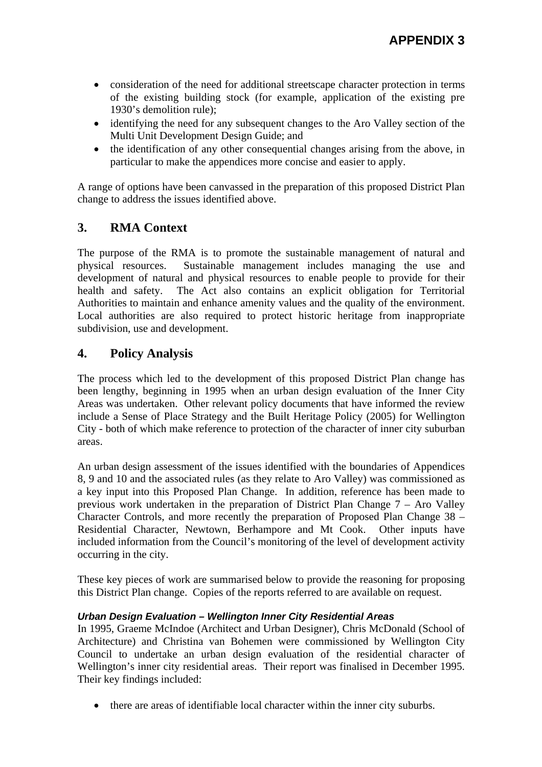- consideration of the need for additional streetscape character protection in terms of the existing building stock (for example, application of the existing pre 1930's demolition rule);
- identifying the need for any subsequent changes to the Aro Valley section of the Multi Unit Development Design Guide; and
- the identification of any other consequential changes arising from the above, in particular to make the appendices more concise and easier to apply.

A range of options have been canvassed in the preparation of this proposed District Plan change to address the issues identified above.

## 3. RMA Context

The purpose of the RMA is to promote the sustainable management of natural and physical resources. Sustainable management includes managing the use and development of natural and physical resources to enable people to provide for their health and safety. The Act also contains an explicit obligation for Territorial Authorities to maintain and enhance amenity values and the quality of the environment. Local authorities are also required to protect historic heritage from inappropriate subdivision, use and development.

## 4. Policy Analysis

The process which led to the development of this proposed District Plan change has been lengthy, beginning in 1995 when an urban design evaluation of the Inner City Areas was undertaken. Other relevant policy documents that have informed the review include a Sense of Place Strategy and the Built Heritage Policy (2005) for Wellington City - both of which make reference to protection of the character of inner city suburban areas.

An urban design assessment of the issues identified with the boundaries of Appendices 8, 9 and 10 and the associated rules (as they relate to Aro Valley) was commissioned as a key input into this Proposed Plan Change. In addition, reference has been made to previous work undertaken in the preparation of District Plan Change 7 – Aro Valley Character Controls, and more recently the preparation of Proposed Plan Change 38 – Residential Character, Newtown, Berhampore and Mt Cook. Other inputs have included information from the Council's monitoring of the level of development activity occurring in the city.

These key pieces of work are summarised below to provide the reasoning for proposing this District Plan change. Copies of the reports referred to are available on request.

***Urban Design Evaluation – Wellington Inner City Residential Areas***

In 1995, Graeme McIndoe (Architect and Urban Designer), Chris McDonald (School of Architecture) and Christina van Bohemen were commissioned by Wellington City Council to undertake an urban design evaluation of the residential character of Wellington's inner city residential areas. Their report was finalised in December 1995. Their key findings included:

- there are areas of identifiable local character within the inner city suburbs.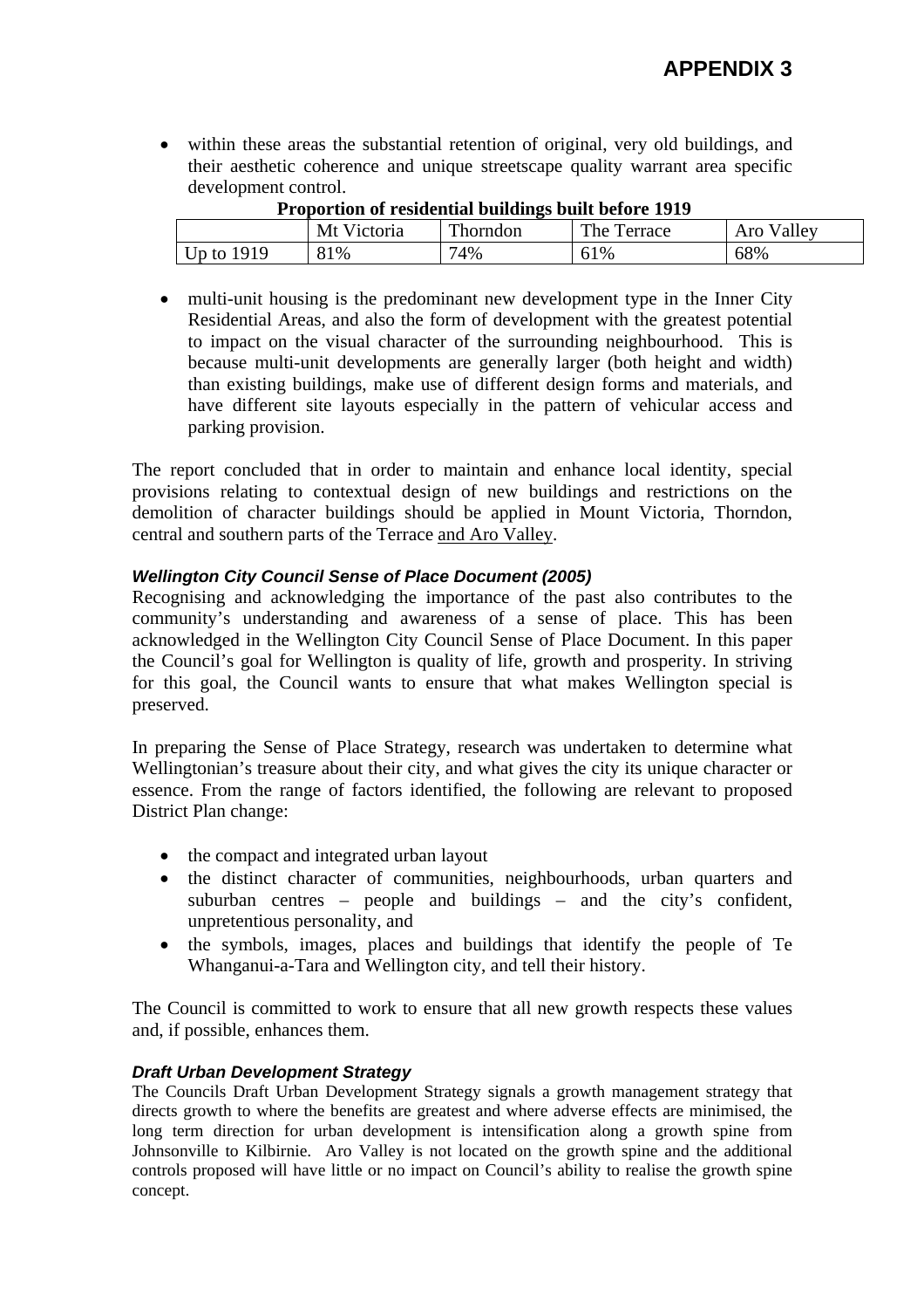- within these areas the substantial retention of original, very old buildings, and their aesthetic coherence and unique streetscape quality warrant area specific development control.

**Proportion of residential buildings built before 1919**

| | Mt Victoria | Thorndon | The Terrace | Aro Valley |
|---|---|---|---|---|
| Up to 1919 | 81% | 74% | 61% | 68% |

- multi-unit housing is the predominant new development type in the Inner City Residential Areas, and also the form of development with the greatest potential to impact on the visual character of the surrounding neighbourhood. This is because multi-unit developments are generally larger (both height and width) than existing buildings, make use of different design forms and materials, and have different site layouts especially in the pattern of vehicular access and parking provision.

The report concluded that in order to maintain and enhance local identity, special provisions relating to contextual design of new buildings and restrictions on the demolition of character buildings should be applied in Mount Victoria, Thorndon, central and southern parts of the Terrace <u>and Aro Valley</u>.

#### *Wellington City Council Sense of Place Document (2005)*

Recognising and acknowledging the importance of the past also contributes to the community's understanding and awareness of a sense of place. This has been acknowledged in the Wellington City Council Sense of Place Document. In this paper the Council's goal for Wellington is quality of life, growth and prosperity. In striving for this goal, the Council wants to ensure that what makes Wellington special is preserved.

In preparing the Sense of Place Strategy, research was undertaken to determine what Wellingtonian's treasure about their city, and what gives the city its unique character or essence. From the range of factors identified, the following are relevant to proposed District Plan change:

- the compact and integrated urban layout
- the distinct character of communities, neighbourhoods, urban quarters and suburban centres – people and buildings – and the city's confident, unpretentious personality, and
- the symbols, images, places and buildings that identify the people of Te Whanganui-a-Tara and Wellington city, and tell their history.

The Council is committed to work to ensure that all new growth respects these values and, if possible, enhances them.

#### *Draft Urban Development Strategy*

The Councils Draft Urban Development Strategy signals a growth management strategy that directs growth to where the benefits are greatest and where adverse effects are minimised, the long term direction for urban development is intensification along a growth spine from Johnsonville to Kilbirnie. Aro Valley is not located on the growth spine and the additional controls proposed will have little or no impact on Council's ability to realise the growth spine concept.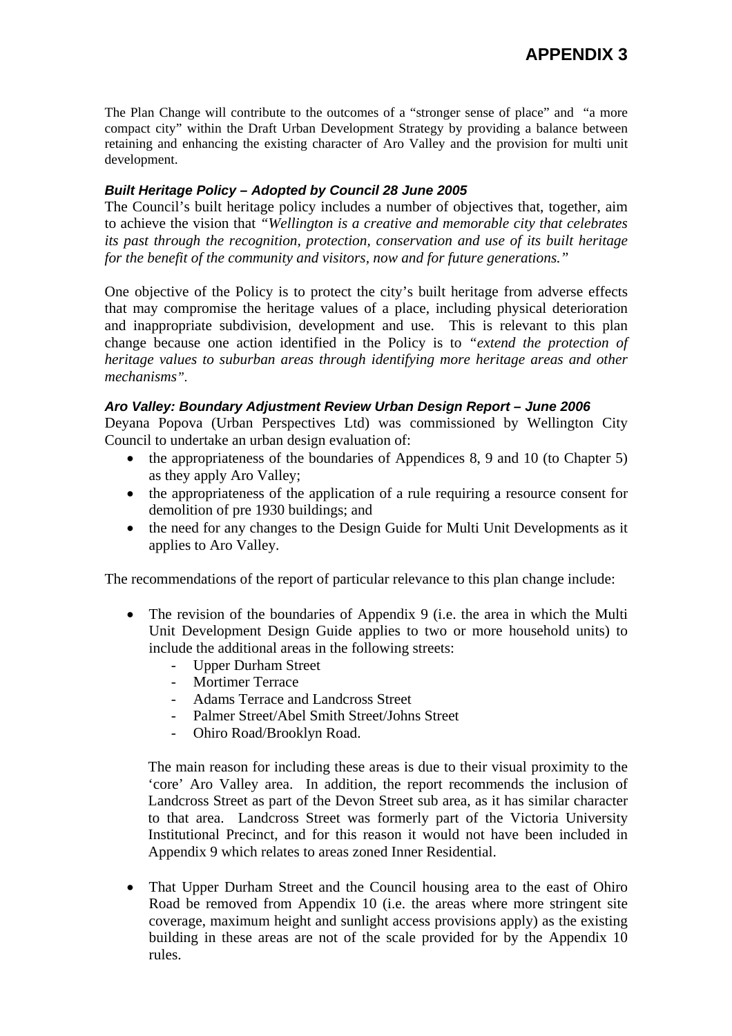The Plan Change will contribute to the outcomes of a "stronger sense of place" and "a more compact city" within the Draft Urban Development Strategy by providing a balance between retaining and enhancing the existing character of Aro Valley and the provision for multi unit development.

***Built Heritage Policy – Adopted by Council 28 June 2005***

The Council's built heritage policy includes a number of objectives that, together, aim to achieve the vision that *"Wellington is a creative and memorable city that celebrates its past through the recognition, protection, conservation and use of its built heritage for the benefit of the community and visitors, now and for future generations."*

One objective of the Policy is to protect the city's built heritage from adverse effects that may compromise the heritage values of a place, including physical deterioration and inappropriate subdivision, development and use. This is relevant to this plan change because one action identified in the Policy is to *"extend the protection of heritage values to suburban areas through identifying more heritage areas and other mechanisms"*.

***Aro Valley: Boundary Adjustment Review Urban Design Report – June 2006***

Deyana Popova (Urban Perspectives Ltd) was commissioned by Wellington City Council to undertake an urban design evaluation of:

- the appropriateness of the boundaries of Appendices 8, 9 and 10 (to Chapter 5) as they apply Aro Valley;
- the appropriateness of the application of a rule requiring a resource consent for demolition of pre 1930 buildings; and
- the need for any changes to the Design Guide for Multi Unit Developments as it applies to Aro Valley.

The recommendations of the report of particular relevance to this plan change include:

- The revision of the boundaries of Appendix 9 (i.e. the area in which the Multi Unit Development Design Guide applies to two or more household units) to include the additional areas in the following streets:
    - Upper Durham Street
    - Mortimer Terrace
    - Adams Terrace and Landcross Street
    - Palmer Street/Abel Smith Street/Johns Street
    - Ohiro Road/Brooklyn Road.

  The main reason for including these areas is due to their visual proximity to the 'core' Aro Valley area. In addition, the report recommends the inclusion of Landcross Street as part of the Devon Street sub area, as it has similar character to that area. Landcross Street was formerly part of the Victoria University Institutional Precinct, and for this reason it would not have been included in Appendix 9 which relates to areas zoned Inner Residential.

- That Upper Durham Street and the Council housing area to the east of Ohiro Road be removed from Appendix 10 (i.e. the areas where more stringent site coverage, maximum height and sunlight access provisions apply) as the existing building in these areas are not of the scale provided for by the Appendix 10 rules.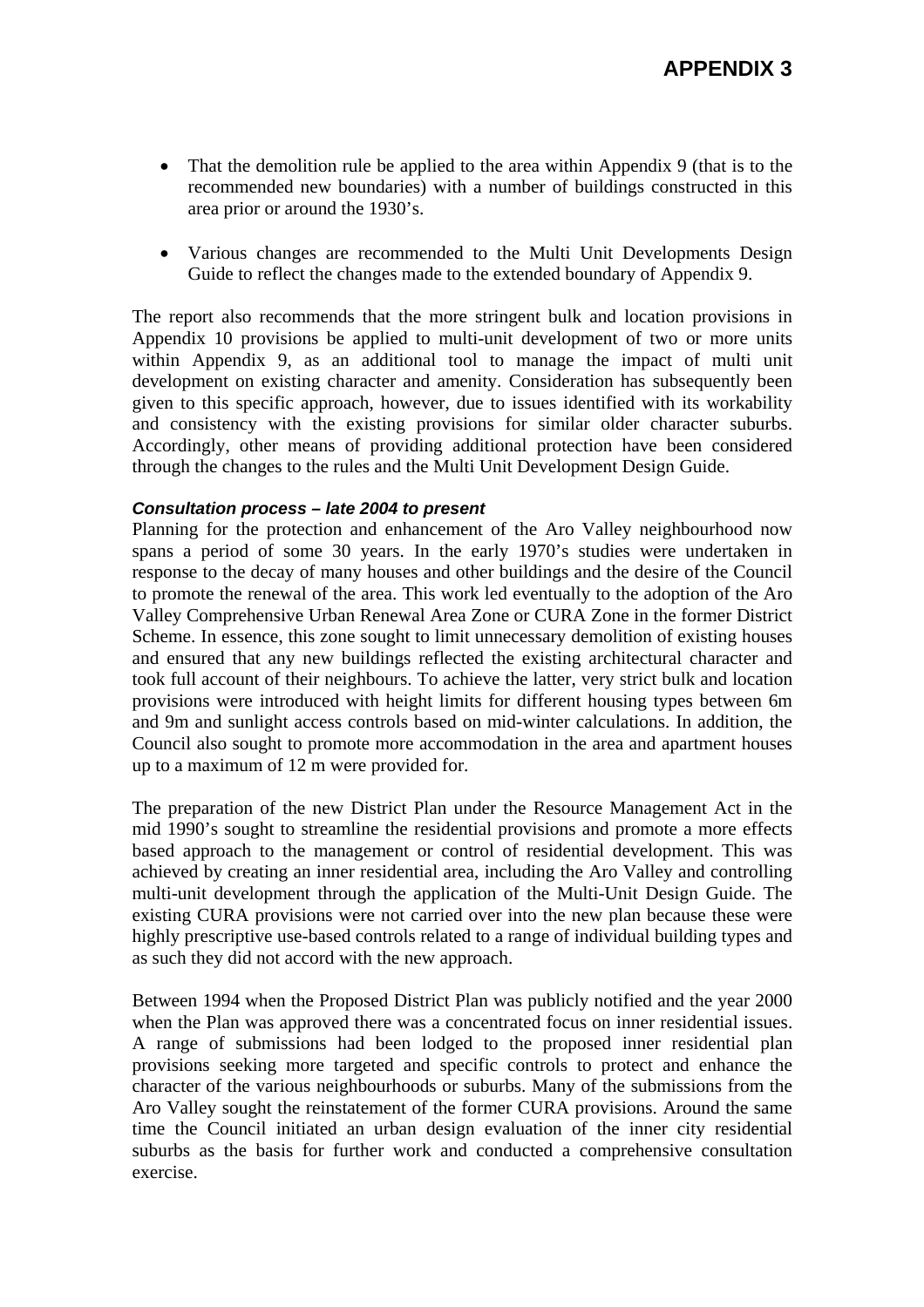- That the demolition rule be applied to the area within Appendix 9 (that is to the recommended new boundaries) with a number of buildings constructed in this area prior or around the 1930's.

- Various changes are recommended to the Multi Unit Developments Design Guide to reflect the changes made to the extended boundary of Appendix 9.

The report also recommends that the more stringent bulk and location provisions in Appendix 10 provisions be applied to multi-unit development of two or more units within Appendix 9, as an additional tool to manage the impact of multi unit development on existing character and amenity. Consideration has subsequently been given to this specific approach, however, due to issues identified with its workability and consistency with the existing provisions for similar older character suburbs. Accordingly, other means of providing additional protection have been considered through the changes to the rules and the Multi Unit Development Design Guide.

***Consultation process – late 2004 to present***

Planning for the protection and enhancement of the Aro Valley neighbourhood now spans a period of some 30 years. In the early 1970's studies were undertaken in response to the decay of many houses and other buildings and the desire of the Council to promote the renewal of the area. This work led eventually to the adoption of the Aro Valley Comprehensive Urban Renewal Area Zone or CURA Zone in the former District Scheme. In essence, this zone sought to limit unnecessary demolition of existing houses and ensured that any new buildings reflected the existing architectural character and took full account of their neighbours. To achieve the latter, very strict bulk and location provisions were introduced with height limits for different housing types between 6m and 9m and sunlight access controls based on mid-winter calculations. In addition, the Council also sought to promote more accommodation in the area and apartment houses up to a maximum of 12 m were provided for.

The preparation of the new District Plan under the Resource Management Act in the mid 1990's sought to streamline the residential provisions and promote a more effects based approach to the management or control of residential development. This was achieved by creating an inner residential area, including the Aro Valley and controlling multi-unit development through the application of the Multi-Unit Design Guide. The existing CURA provisions were not carried over into the new plan because these were highly prescriptive use-based controls related to a range of individual building types and as such they did not accord with the new approach.

Between 1994 when the Proposed District Plan was publicly notified and the year 2000 when the Plan was approved there was a concentrated focus on inner residential issues. A range of submissions had been lodged to the proposed inner residential plan provisions seeking more targeted and specific controls to protect and enhance the character of the various neighbourhoods or suburbs. Many of the submissions from the Aro Valley sought the reinstatement of the former CURA provisions. Around the same time the Council initiated an urban design evaluation of the inner city residential suburbs as the basis for further work and conducted a comprehensive consultation exercise.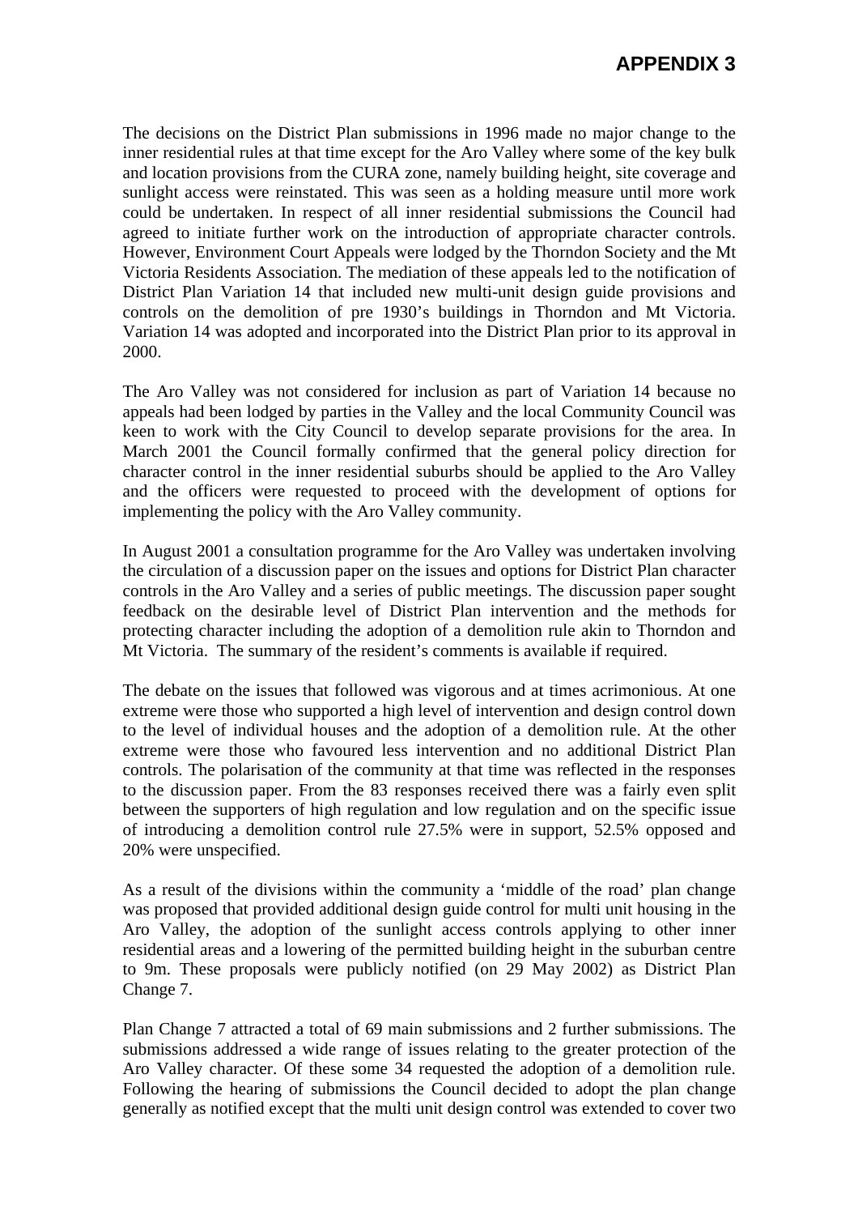# APPENDIX 3

The decisions on the District Plan submissions in 1996 made no major change to the inner residential rules at that time except for the Aro Valley where some of the key bulk and location provisions from the CURA zone, namely building height, site coverage and sunlight access were reinstated. This was seen as a holding measure until more work could be undertaken. In respect of all inner residential submissions the Council had agreed to initiate further work on the introduction of appropriate character controls. However, Environment Court Appeals were lodged by the Thorndon Society and the Mt Victoria Residents Association. The mediation of these appeals led to the notification of District Plan Variation 14 that included new multi-unit design guide provisions and controls on the demolition of pre 1930's buildings in Thorndon and Mt Victoria. Variation 14 was adopted and incorporated into the District Plan prior to its approval in 2000.

The Aro Valley was not considered for inclusion as part of Variation 14 because no appeals had been lodged by parties in the Valley and the local Community Council was keen to work with the City Council to develop separate provisions for the area. In March 2001 the Council formally confirmed that the general policy direction for character control in the inner residential suburbs should be applied to the Aro Valley and the officers were requested to proceed with the development of options for implementing the policy with the Aro Valley community.

In August 2001 a consultation programme for the Aro Valley was undertaken involving the circulation of a discussion paper on the issues and options for District Plan character controls in the Aro Valley and a series of public meetings. The discussion paper sought feedback on the desirable level of District Plan intervention and the methods for protecting character including the adoption of a demolition rule akin to Thorndon and Mt Victoria. The summary of the resident's comments is available if required.

The debate on the issues that followed was vigorous and at times acrimonious. At one extreme were those who supported a high level of intervention and design control down to the level of individual houses and the adoption of a demolition rule. At the other extreme were those who favoured less intervention and no additional District Plan controls. The polarisation of the community at that time was reflected in the responses to the discussion paper. From the 83 responses received there was a fairly even split between the supporters of high regulation and low regulation and on the specific issue of introducing a demolition control rule 27.5% were in support, 52.5% opposed and 20% were unspecified.

As a result of the divisions within the community a 'middle of the road' plan change was proposed that provided additional design guide control for multi unit housing in the Aro Valley, the adoption of the sunlight access controls applying to other inner residential areas and a lowering of the permitted building height in the suburban centre to 9m. These proposals were publicly notified (on 29 May 2002) as District Plan Change 7.

Plan Change 7 attracted a total of 69 main submissions and 2 further submissions. The submissions addressed a wide range of issues relating to the greater protection of the Aro Valley character. Of these some 34 requested the adoption of a demolition rule. Following the hearing of submissions the Council decided to adopt the plan change generally as notified except that the multi unit design control was extended to cover two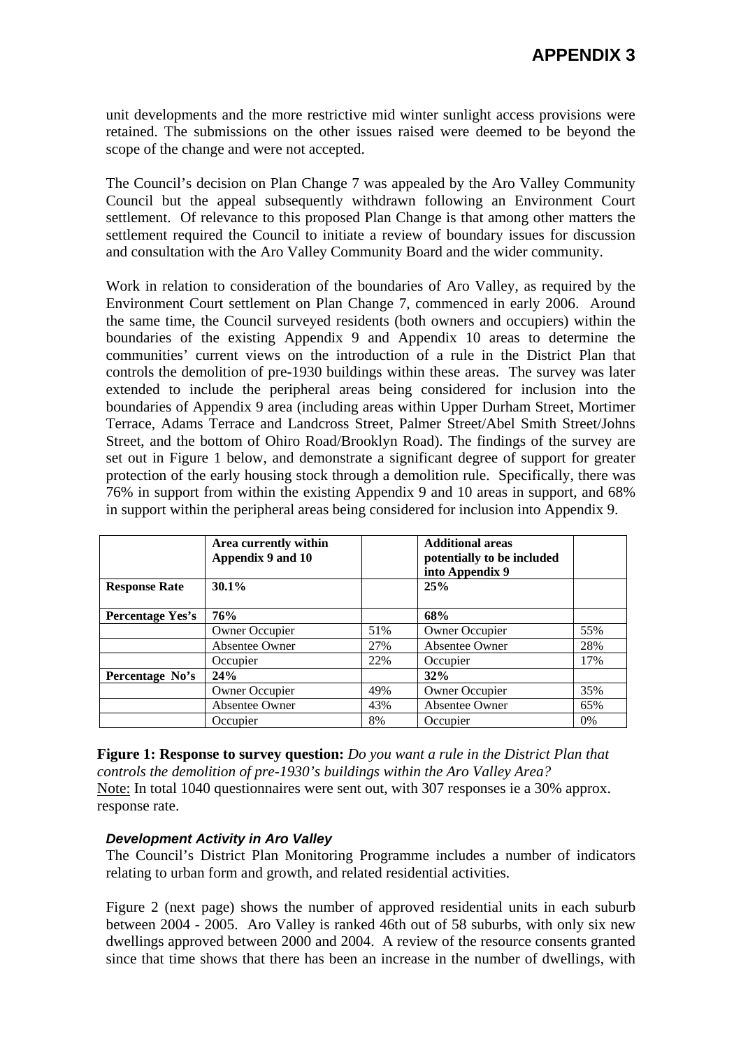unit developments and the more restrictive mid winter sunlight access provisions were retained. The submissions on the other issues raised were deemed to be beyond the scope of the change and were not accepted.

The Council's decision on Plan Change 7 was appealed by the Aro Valley Community Council but the appeal subsequently withdrawn following an Environment Court settlement. Of relevance to this proposed Plan Change is that among other matters the settlement required the Council to initiate a review of boundary issues for discussion and consultation with the Aro Valley Community Board and the wider community.

Work in relation to consideration of the boundaries of Aro Valley, as required by the Environment Court settlement on Plan Change 7, commenced in early 2006. Around the same time, the Council surveyed residents (both owners and occupiers) within the boundaries of the existing Appendix 9 and Appendix 10 areas to determine the communities' current views on the introduction of a rule in the District Plan that controls the demolition of pre-1930 buildings within these areas. The survey was later extended to include the peripheral areas being considered for inclusion into the boundaries of Appendix 9 area (including areas within Upper Durham Street, Mortimer Terrace, Adams Terrace and Landcross Street, Palmer Street/Abel Smith Street/Johns Street, and the bottom of Ohiro Road/Brooklyn Road). The findings of the survey are set out in Figure 1 below, and demonstrate a significant degree of support for greater protection of the early housing stock through a demolition rule. Specifically, there was 76% in support from within the existing Appendix 9 and 10 areas in support, and 68% in support within the peripheral areas being considered for inclusion into Appendix 9.

| | **Area currently within Appendix 9 and 10** | | **Additional areas potentially to be included into Appendix 9** | |
|---|---|---|---|---|
| **Response Rate** | **30.1%** | | **25%** | |
| **Percentage Yes's** | **76%** | | **68%** | |
| | Owner Occupier | 51% | Owner Occupier | 55% |
| | Absentee Owner | 27% | Absentee Owner | 28% |
| | Occupier | 22% | Occupier | 17% |
| **Percentage No's** | **24%** | | **32%** | |
| | Owner Occupier | 49% | Owner Occupier | 35% |
| | Absentee Owner | 43% | Absentee Owner | 65% |
| | Occupier | 8% | Occupier | 0% |

**Figure 1: Response to survey question:** *Do you want a rule in the District Plan that controls the demolition of pre-1930's buildings within the Aro Valley Area?*
Note: In total 1040 questionnaires were sent out, with 307 responses ie a 30% approx. response rate.

#### *Development Activity in Aro Valley*

The Council's District Plan Monitoring Programme includes a number of indicators relating to urban form and growth, and related residential activities.

Figure 2 (next page) shows the number of approved residential units in each suburb between 2004 - 2005. Aro Valley is ranked 46th out of 58 suburbs, with only six new dwellings approved between 2000 and 2004. A review of the resource consents granted since that time shows that there has been an increase in the number of dwellings, with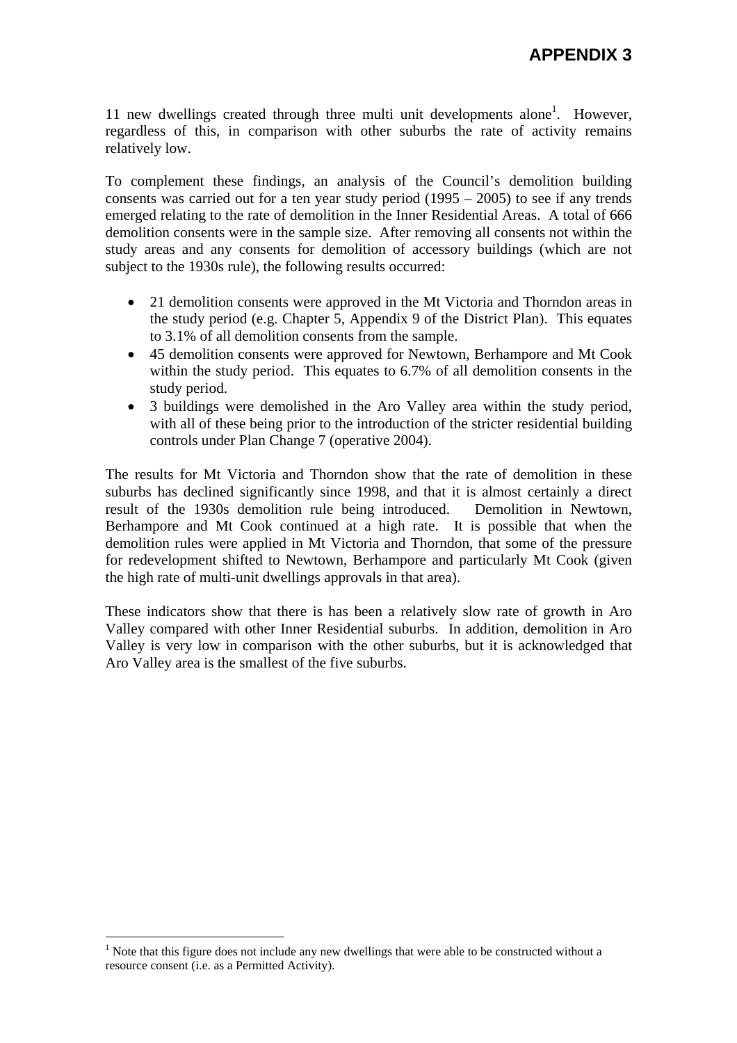11 new dwellings created through three multi unit developments alone[1]. However, regardless of this, in comparison with other suburbs the rate of activity remains relatively low.

To complement these findings, an analysis of the Council's demolition building consents was carried out for a ten year study period (1995 – 2005) to see if any trends emerged relating to the rate of demolition in the Inner Residential Areas. A total of 666 demolition consents were in the sample size. After removing all consents not within the study areas and any consents for demolition of accessory buildings (which are not subject to the 1930s rule), the following results occurred:

- 21 demolition consents were approved in the Mt Victoria and Thorndon areas in the study period (e.g. Chapter 5, Appendix 9 of the District Plan). This equates to 3.1% of all demolition consents from the sample.
- 45 demolition consents were approved for Newtown, Berhampore and Mt Cook within the study period. This equates to 6.7% of all demolition consents in the study period.
- 3 buildings were demolished in the Aro Valley area within the study period, with all of these being prior to the introduction of the stricter residential building controls under Plan Change 7 (operative 2004).

The results for Mt Victoria and Thorndon show that the rate of demolition in these suburbs has declined significantly since 1998, and that it is almost certainly a direct result of the 1930s demolition rule being introduced. Demolition in Newtown, Berhampore and Mt Cook continued at a high rate. It is possible that when the demolition rules were applied in Mt Victoria and Thorndon, that some of the pressure for redevelopment shifted to Newtown, Berhampore and particularly Mt Cook (given the high rate of multi-unit dwellings approvals in that area).

These indicators show that there is has been a relatively slow rate of growth in Aro Valley compared with other Inner Residential suburbs. In addition, demolition in Aro Valley is very low in comparison with the other suburbs, but it is acknowledged that Aro Valley area is the smallest of the five suburbs.

---

[1] Note that this figure does not include any new dwellings that were able to be constructed without a resource consent (i.e. as a Permitted Activity).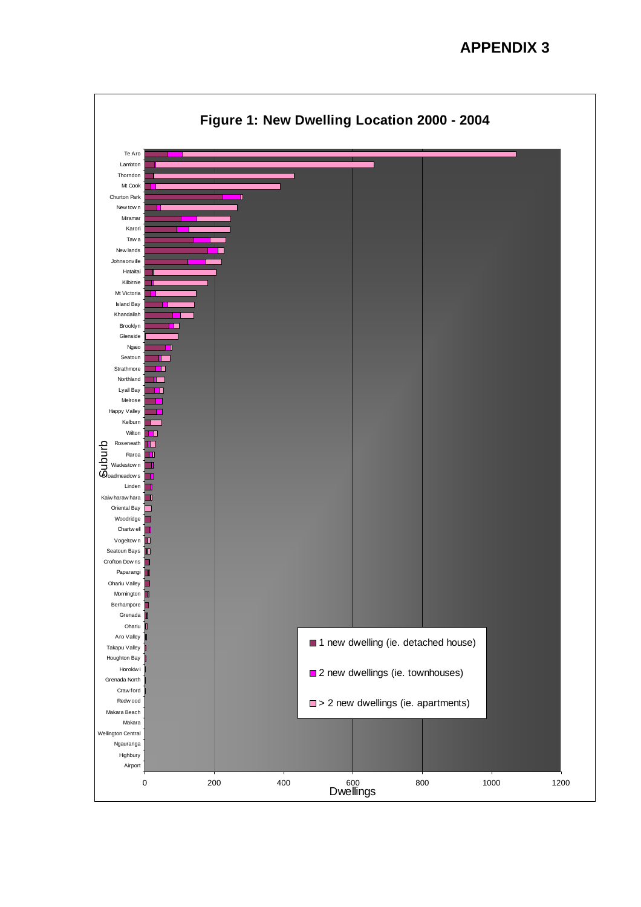# APPENDIX 3

**Figure 1: New Dwelling Location 2000 - 2004**

Suburb (top to bottom): Te Aro, Lambton, Thorndon, Mt Cook, Churton Park, Newtown, Miramar, Karori, Tawa, Newlands, Johnsonville, Hataitai, Kilbirnie, Mt Victoria, Island Bay, Khandallah, Brooklyn, Glenside, Ngaio, Seatoun, Strathmore, Northland, Lyall Bay, Melrose, Happy Valley, Kelburn, Wilton, Roseneath, Raroa, Wadestown, Broadmeadows, Linden, Kaiwharawhara, Oriental Bay, Woodridge, Chartwell, Vogeltown, Seatoun Bays, Crofton Downs, Paparangi, Ohariu Valley, Mornington, Berhampore, Grenada, Ohariu, Aro Valley, Takapu Valley, Houghton Bay, Horokiwi, Grenada North, Crawford, Redwood, Makara Beach, Makara, Wellington Central, Ngauranga, Highbury, Airport

Dwellings: 0, 200, 400, 600, 800, 1000, 1200

- 1 new dwelling (ie. detached house)
- 2 new dwellings (ie. townhouses)
- > 2 new dwellings (ie. apartments)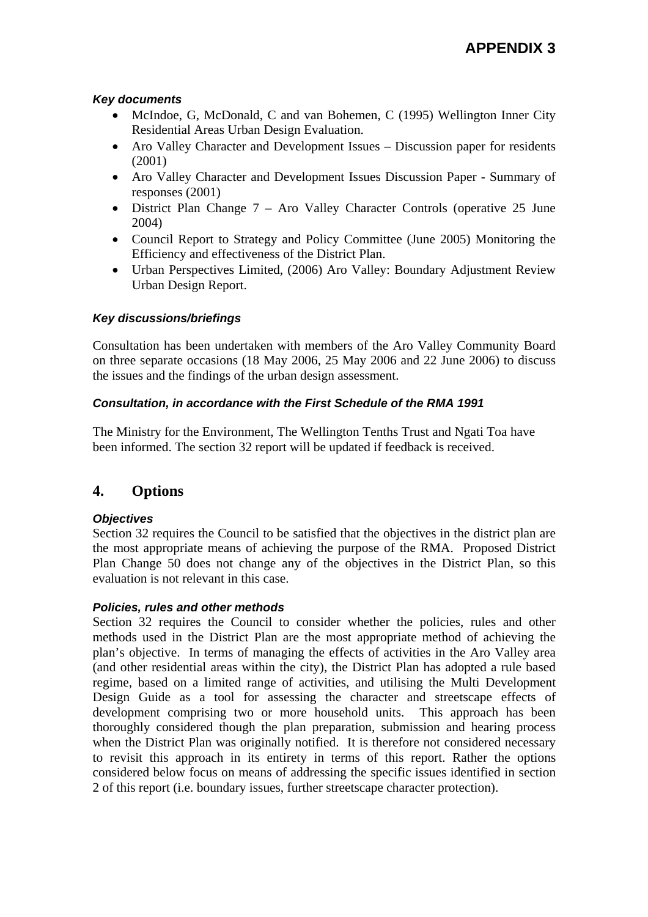APPENDIX 3

***Key documents***

- McIndoe, G, McDonald, C and van Bohemen, C (1995) Wellington Inner City Residential Areas Urban Design Evaluation.
- Aro Valley Character and Development Issues – Discussion paper for residents (2001)
- Aro Valley Character and Development Issues Discussion Paper - Summary of responses (2001)
- District Plan Change 7 – Aro Valley Character Controls (operative 25 June 2004)
- Council Report to Strategy and Policy Committee (June 2005) Monitoring the Efficiency and effectiveness of the District Plan.
- Urban Perspectives Limited, (2006) Aro Valley: Boundary Adjustment Review Urban Design Report.

***Key discussions/briefings***

Consultation has been undertaken with members of the Aro Valley Community Board on three separate occasions (18 May 2006, 25 May 2006 and 22 June 2006) to discuss the issues and the findings of the urban design assessment.

***Consultation, in accordance with the First Schedule of the RMA 1991***

The Ministry for the Environment, The Wellington Tenths Trust and Ngati Toa have been informed. The section 32 report will be updated if feedback is received.

## 4. Options

***Objectives***

Section 32 requires the Council to be satisfied that the objectives in the district plan are the most appropriate means of achieving the purpose of the RMA. Proposed District Plan Change 50 does not change any of the objectives in the District Plan, so this evaluation is not relevant in this case.

***Policies, rules and other methods***

Section 32 requires the Council to consider whether the policies, rules and other methods used in the District Plan are the most appropriate method of achieving the plan's objective. In terms of managing the effects of activities in the Aro Valley area (and other residential areas within the city), the District Plan has adopted a rule based regime, based on a limited range of activities, and utilising the Multi Development Design Guide as a tool for assessing the character and streetscape effects of development comprising two or more household units. This approach has been thoroughly considered though the plan preparation, submission and hearing process when the District Plan was originally notified. It is therefore not considered necessary to revisit this approach in its entirety in terms of this report. Rather the options considered below focus on means of addressing the specific issues identified in section 2 of this report (i.e. boundary issues, further streetscape character protection).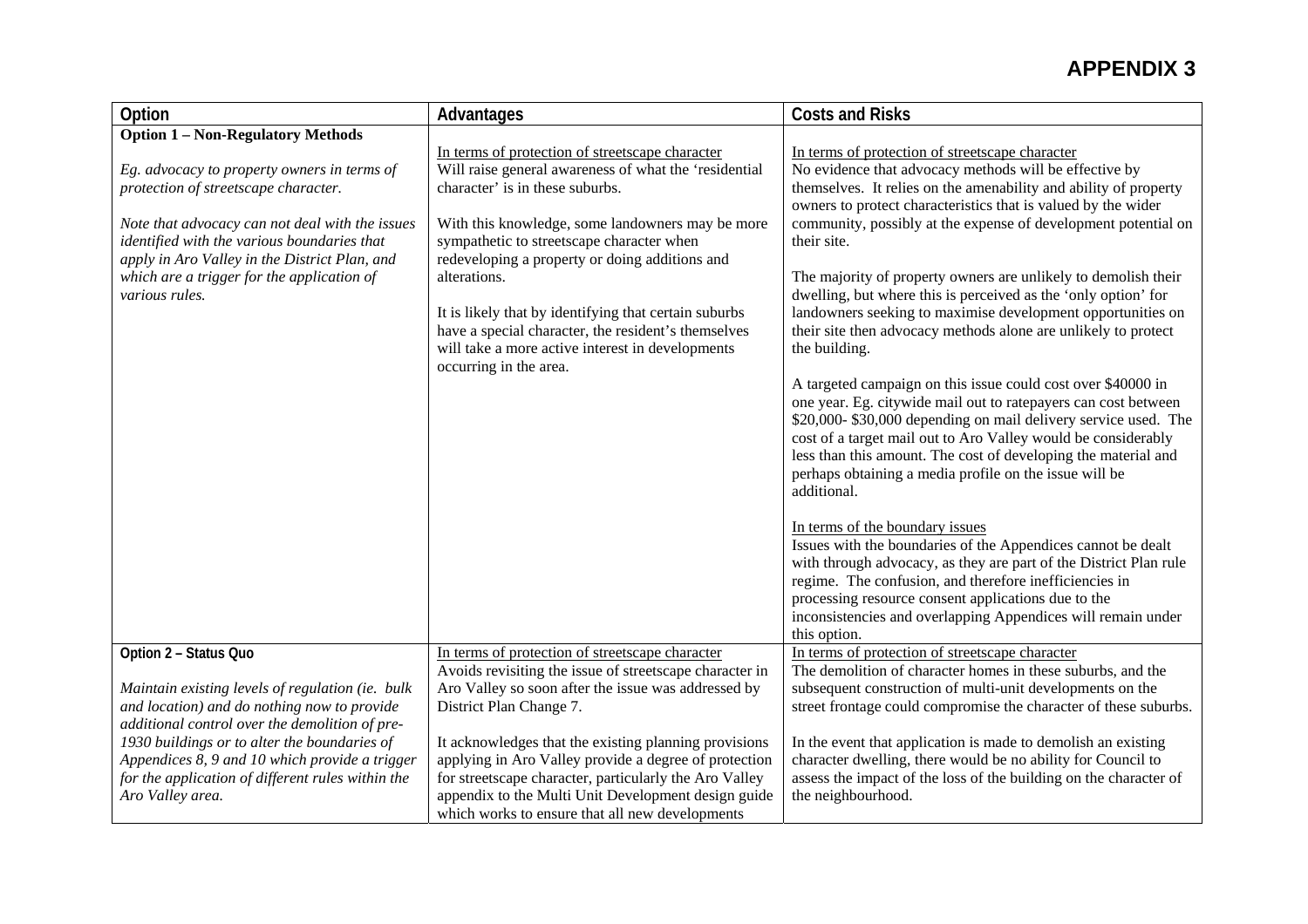# APPENDIX 3

| Option | Advantages | Costs and Risks |
|---|---|---|
| **Option 1 – Non-Regulatory Methods**<br><br>*Eg. advocacy to property owners in terms of protection of streetscape character.*<br><br>*Note that advocacy can not deal with the issues identified with the various boundaries that apply in Aro Valley in the District Plan, and which are a trigger for the application of various rules.* | In terms of protection of streetscape character<br>Will raise general awareness of what the 'residential character' is in these suburbs.<br><br>With this knowledge, some landowners may be more sympathetic to streetscape character when redeveloping a property or doing additions and alterations.<br><br>It is likely that by identifying that certain suburbs have a special character, the resident's themselves will take a more active interest in developments occurring in the area. | In terms of protection of streetscape character<br>No evidence that advocacy methods will be effective by themselves. It relies on the amenability and ability of property owners to protect characteristics that is valued by the wider community, possibly at the expense of development potential on their site.<br><br>The majority of property owners are unlikely to demolish their dwelling, but where this is perceived as the 'only option' for landowners seeking to maximise development opportunities on their site then advocacy methods alone are unlikely to protect the building.<br><br>A targeted campaign on this issue could cost over $40000 in one year. Eg. citywide mail out to ratepayers can cost between $20,000- $30,000 depending on mail delivery service used. The cost of a target mail out to Aro Valley would be considerably less than this amount. The cost of developing the material and perhaps obtaining a media profile on the issue will be additional.<br><br>In terms of the boundary issues<br>Issues with the boundaries of the Appendices cannot be dealt with through advocacy, as they are part of the District Plan rule regime. The confusion, and therefore inefficiencies in processing resource consent applications due to the inconsistencies and overlapping Appendices will remain under this option. |
| **Option 2 – Status Quo**<br><br>*Maintain existing levels of regulation (ie. bulk and location) and do nothing now to provide additional control over the demolition of pre-1930 buildings or to alter the boundaries of Appendices 8, 9 and 10 which provide a trigger for the application of different rules within the Aro Valley area.* | In terms of protection of streetscape character<br>Avoids revisiting the issue of streetscape character in Aro Valley so soon after the issue was addressed by District Plan Change 7.<br><br>It acknowledges that the existing planning provisions applying in Aro Valley provide a degree of protection for streetscape character, particularly the Aro Valley appendix to the Multi Unit Development design guide which works to ensure that all new developments | In terms of protection of streetscape character<br>The demolition of character homes in these suburbs, and the subsequent construction of multi-unit developments on the street frontage could compromise the character of these suburbs.<br><br>In the event that application is made to demolish an existing character dwelling, there would be no ability for Council to assess the impact of the loss of the building on the character of the neighbourhood. |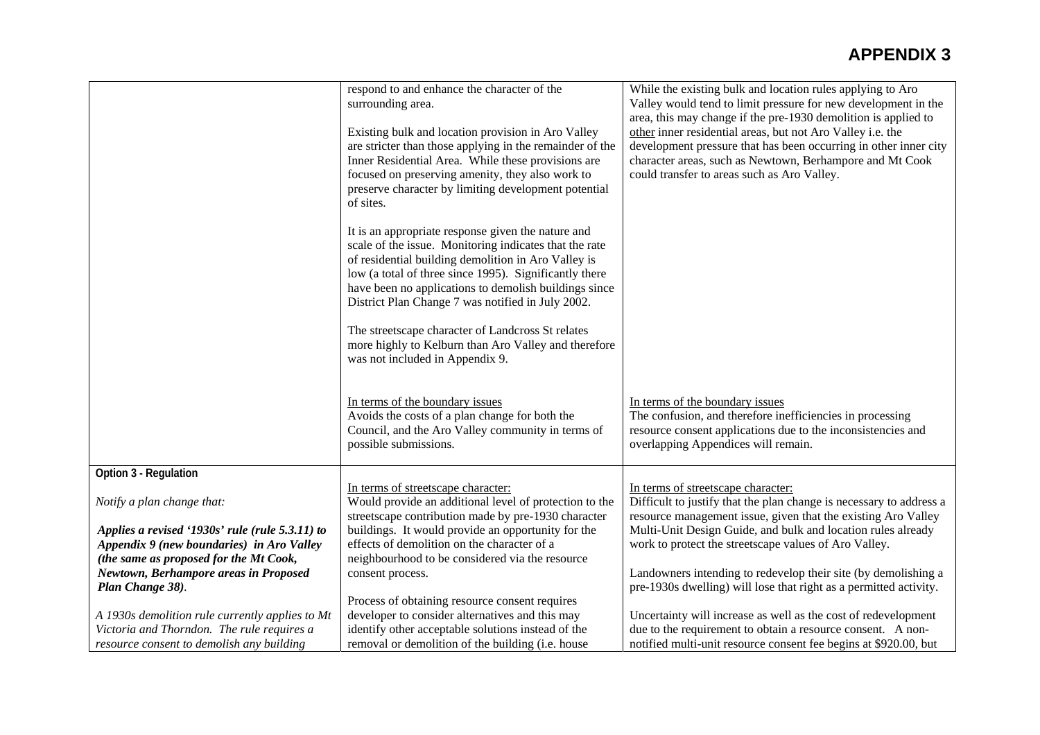# APPENDIX 3

| | | |
|---|---|---|
| | respond to and enhance the character of the surrounding area.<br><br>Existing bulk and location provision in Aro Valley are stricter than those applying in the remainder of the Inner Residential Area. While these provisions are focused on preserving amenity, they also work to preserve character by limiting development potential of sites.<br><br>It is an appropriate response given the nature and scale of the issue. Monitoring indicates that the rate of residential building demolition in Aro Valley is low (a total of three since 1995). Significantly there have been no applications to demolish buildings since District Plan Change 7 was notified in July 2002.<br><br>The streetscape character of Landcross St relates more highly to Kelburn than Aro Valley and therefore was not included in Appendix 9.<br><br><u>In terms of the boundary issues</u><br>Avoids the costs of a plan change for both the Council, and the Aro Valley community in terms of possible submissions. | While the existing bulk and location rules applying to Aro Valley would tend to limit pressure for new development in the area, this may change if the pre-1930 demolition is applied to <u>other</u> inner residential areas, but not Aro Valley i.e. the development pressure that has been occurring in other inner city character areas, such as Newtown, Berhampore and Mt Cook could transfer to areas such as Aro Valley.<br><br><u>In terms of the boundary issues</u><br>The confusion, and therefore inefficiencies in processing resource consent applications due to the inconsistencies and overlapping Appendices will remain. |
| **Option 3 - Regulation**<br><br>*Notify a plan change that:*<br><br>***Applies a revised '1930s' rule (rule 5.3.11) to Appendix 9 (new boundaries) in Aro Valley (the same as proposed for the Mt Cook, Newtown, Berhampore areas in Proposed Plan Change 38)**.*<br><br>*A 1930s demolition rule currently applies to Mt Victoria and Thorndon. The rule requires a resource consent to demolish any building* | <u>In terms of streetscape character:</u><br>Would provide an additional level of protection to the streetscape contribution made by pre-1930 character buildings. It would provide an opportunity for the effects of demolition on the character of a neighbourhood to be considered via the resource consent process.<br><br>Process of obtaining resource consent requires developer to consider alternatives and this may identify other acceptable solutions instead of the removal or demolition of the building (i.e. house | <u>In terms of streetscape character:</u><br>Difficult to justify that the plan change is necessary to address a resource management issue, given that the existing Aro Valley Multi-Unit Design Guide, and bulk and location rules already work to protect the streetscape values of Aro Valley.<br><br>Landowners intending to redevelop their site (by demolishing a pre-1930s dwelling) will lose that right as a permitted activity.<br><br>Uncertainty will increase as well as the cost of redevelopment due to the requirement to obtain a resource consent. A non-notified multi-unit resource consent fee begins at $920.00, but |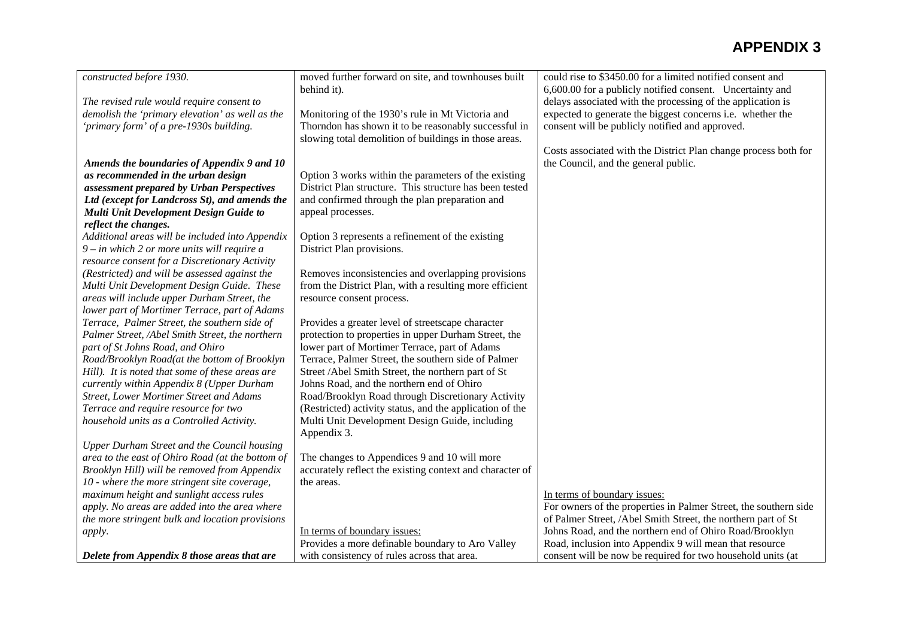# APPENDIX 3

| | | |
|---|---|---|
| *constructed before 1930.*<br><br>*The revised rule would require consent to demolish the 'primary elevation' as well as the 'primary form' of a pre-1930s building.*<br><br>***Amends the boundaries of Appendix 9 and 10 as recommended in the urban design assessment prepared by Urban Perspectives Ltd (except for Landcross St), and amends the Multi Unit Development Design Guide to reflect the changes.***<br>*Additional areas will be included into Appendix 9 – in which 2 or more units will require a resource consent for a Discretionary Activity (Restricted) and will be assessed against the Multi Unit Development Design Guide. These areas will include upper Durham Street, the lower part of Mortimer Terrace, part of Adams Terrace, Palmer Street, the southern side of Palmer Street, /Abel Smith Street, the northern part of St Johns Road, and Ohiro Road/Brooklyn Road(at the bottom of Brooklyn Hill). It is noted that some of these areas are currently within Appendix 8 (Upper Durham Street, Lower Mortimer Street and Adams Terrace and require resource for two household units as a Controlled Activity.*<br><br>*Upper Durham Street and the Council housing area to the east of Ohiro Road (at the bottom of Brooklyn Hill) will be removed from Appendix 10 - where the more stringent site coverage, maximum height and sunlight access rules apply. No areas are added into the area where the more stringent bulk and location provisions apply.*<br><br>***Delete from Appendix 8 those areas that are*** | moved further forward on site, and townhouses built behind it).<br><br>Monitoring of the 1930's rule in Mt Victoria and Thorndon has shown it to be reasonably successful in slowing total demolition of buildings in those areas.<br><br>Option 3 works within the parameters of the existing District Plan structure. This structure has been tested and confirmed through the plan preparation and appeal processes.<br><br>Option 3 represents a refinement of the existing District Plan provisions.<br><br>Removes inconsistencies and overlapping provisions from the District Plan, with a resulting more efficient resource consent process.<br><br>Provides a greater level of streetscape character protection to properties in upper Durham Street, the lower part of Mortimer Terrace, part of Adams Terrace, Palmer Street, the southern side of Palmer Street /Abel Smith Street, the northern part of St Johns Road, and the northern end of Ohiro Road/Brooklyn Road through Discretionary Activity (Restricted) activity status, and the application of the Multi Unit Development Design Guide, including Appendix 3.<br><br>The changes to Appendices 9 and 10 will more accurately reflect the existing context and character of the areas.<br><br><u>In terms of boundary issues:</u><br>Provides a more definable boundary to Aro Valley with consistency of rules across that area. | could rise to $3450.00 for a limited notified consent and 6,600.00 for a publicly notified consent. Uncertainty and delays associated with the processing of the application is expected to generate the biggest concerns i.e. whether the consent will be publicly notified and approved.<br><br>Costs associated with the District Plan change process both for the Council, and the general public.<br><br><u>In terms of boundary issues:</u><br>For owners of the properties in Palmer Street, the southern side of Palmer Street, /Abel Smith Street, the northern part of St Johns Road, and the northern end of Ohiro Road/Brooklyn Road, inclusion into Appendix 9 will mean that resource consent will be now be required for two household units (at |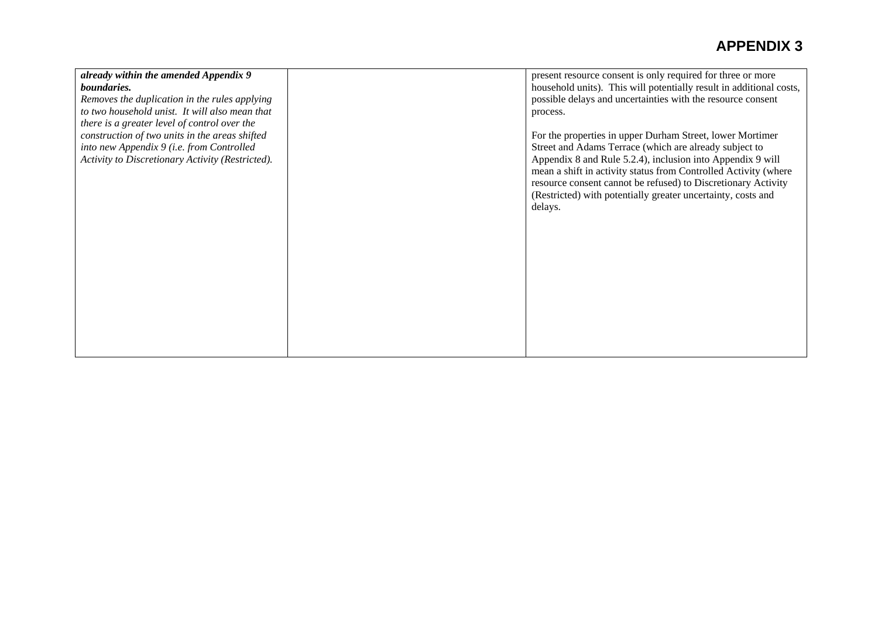# APPENDIX 3

| | | |
|---|---|---|
| ***already within the amended Appendix 9 boundaries.*** *Removes the duplication in the rules applying to two household unist. It will also mean that there is a greater level of control over the construction of two units in the areas shifted into new Appendix 9 (i.e. from Controlled Activity to Discretionary Activity (Restricted).* | | present resource consent is only required for three or more household units). This will potentially result in additional costs, possible delays and uncertainties with the resource consent process.<br><br>For the properties in upper Durham Street, lower Mortimer Street and Adams Terrace (which are already subject to Appendix 8 and Rule 5.2.4), inclusion into Appendix 9 will mean a shift in activity status from Controlled Activity (where resource consent cannot be refused) to Discretionary Activity (Restricted) with potentially greater uncertainty, costs and delays. |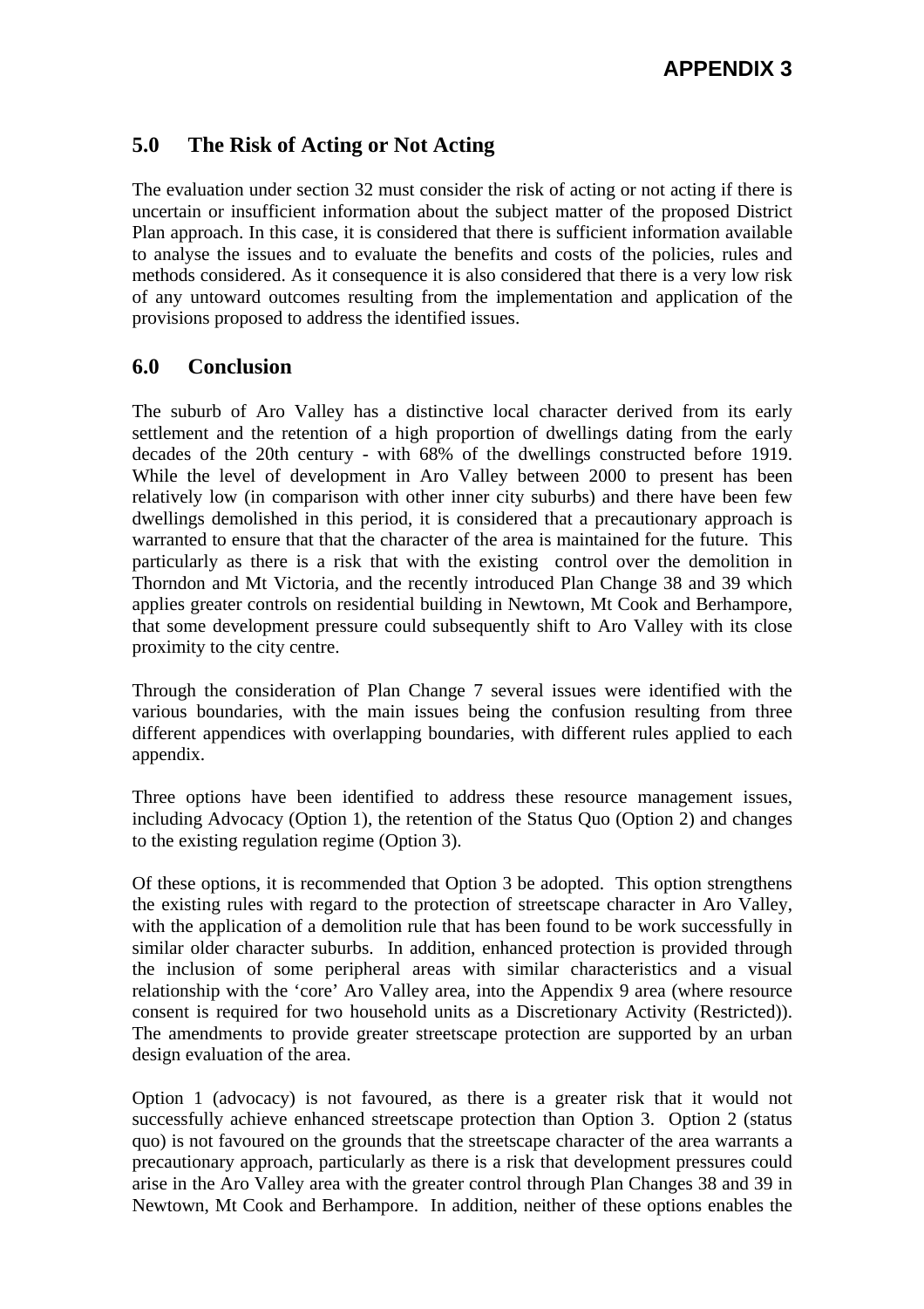## 5.0 The Risk of Acting or Not Acting

The evaluation under section 32 must consider the risk of acting or not acting if there is uncertain or insufficient information about the subject matter of the proposed District Plan approach. In this case, it is considered that there is sufficient information available to analyse the issues and to evaluate the benefits and costs of the policies, rules and methods considered. As it consequence it is also considered that there is a very low risk of any untoward outcomes resulting from the implementation and application of the provisions proposed to address the identified issues.

## 6.0 Conclusion

The suburb of Aro Valley has a distinctive local character derived from its early settlement and the retention of a high proportion of dwellings dating from the early decades of the 20th century - with 68% of the dwellings constructed before 1919. While the level of development in Aro Valley between 2000 to present has been relatively low (in comparison with other inner city suburbs) and there have been few dwellings demolished in this period, it is considered that a precautionary approach is warranted to ensure that that the character of the area is maintained for the future. This particularly as there is a risk that with the existing control over the demolition in Thorndon and Mt Victoria, and the recently introduced Plan Change 38 and 39 which applies greater controls on residential building in Newtown, Mt Cook and Berhampore, that some development pressure could subsequently shift to Aro Valley with its close proximity to the city centre.

Through the consideration of Plan Change 7 several issues were identified with the various boundaries, with the main issues being the confusion resulting from three different appendices with overlapping boundaries, with different rules applied to each appendix.

Three options have been identified to address these resource management issues, including Advocacy (Option 1), the retention of the Status Quo (Option 2) and changes to the existing regulation regime (Option 3).

Of these options, it is recommended that Option 3 be adopted. This option strengthens the existing rules with regard to the protection of streetscape character in Aro Valley, with the application of a demolition rule that has been found to be work successfully in similar older character suburbs. In addition, enhanced protection is provided through the inclusion of some peripheral areas with similar characteristics and a visual relationship with the 'core' Aro Valley area, into the Appendix 9 area (where resource consent is required for two household units as a Discretionary Activity (Restricted)). The amendments to provide greater streetscape protection are supported by an urban design evaluation of the area.

Option 1 (advocacy) is not favoured, as there is a greater risk that it would not successfully achieve enhanced streetscape protection than Option 3. Option 2 (status quo) is not favoured on the grounds that the streetscape character of the area warrants a precautionary approach, particularly as there is a risk that development pressures could arise in the Aro Valley area with the greater control through Plan Changes 38 and 39 in Newtown, Mt Cook and Berhampore. In addition, neither of these options enables the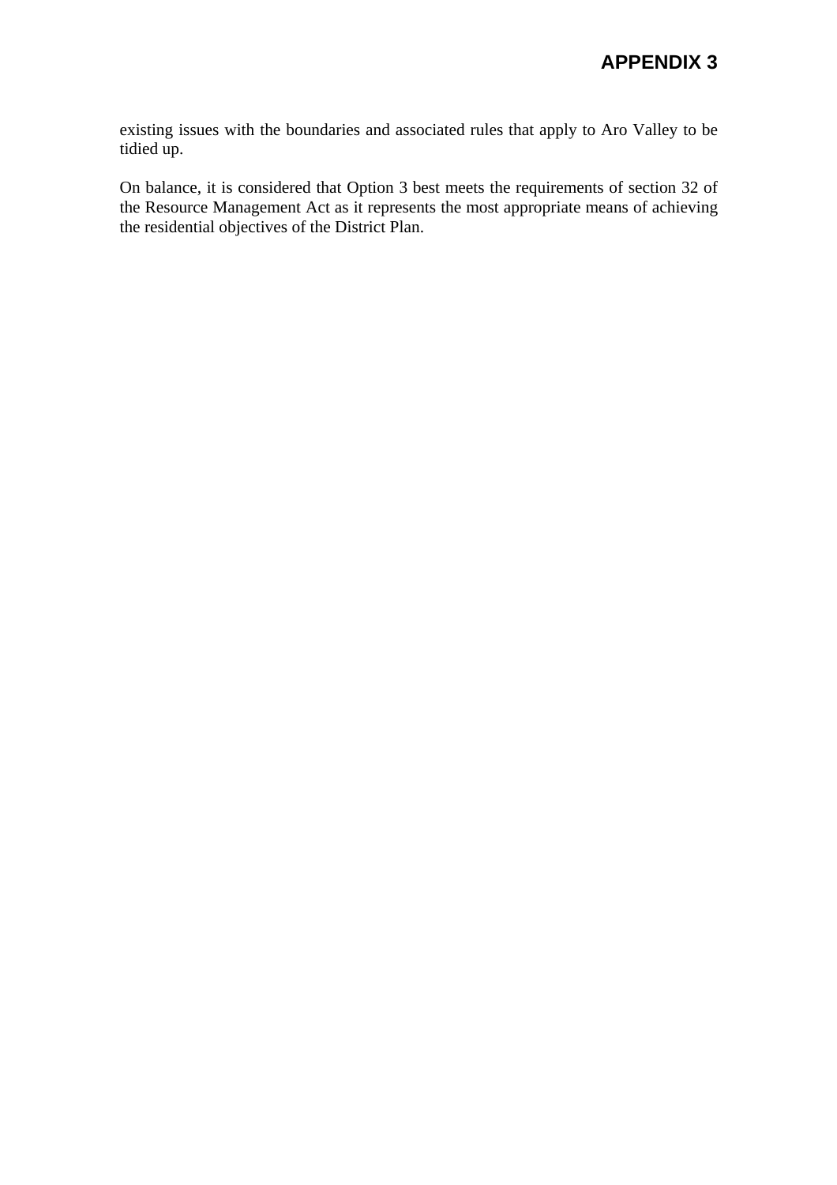existing issues with the boundaries and associated rules that apply to Aro Valley to be tidied up.

On balance, it is considered that Option 3 best meets the requirements of section 32 of the Resource Management Act as it represents the most appropriate means of achieving the residential objectives of the District Plan.